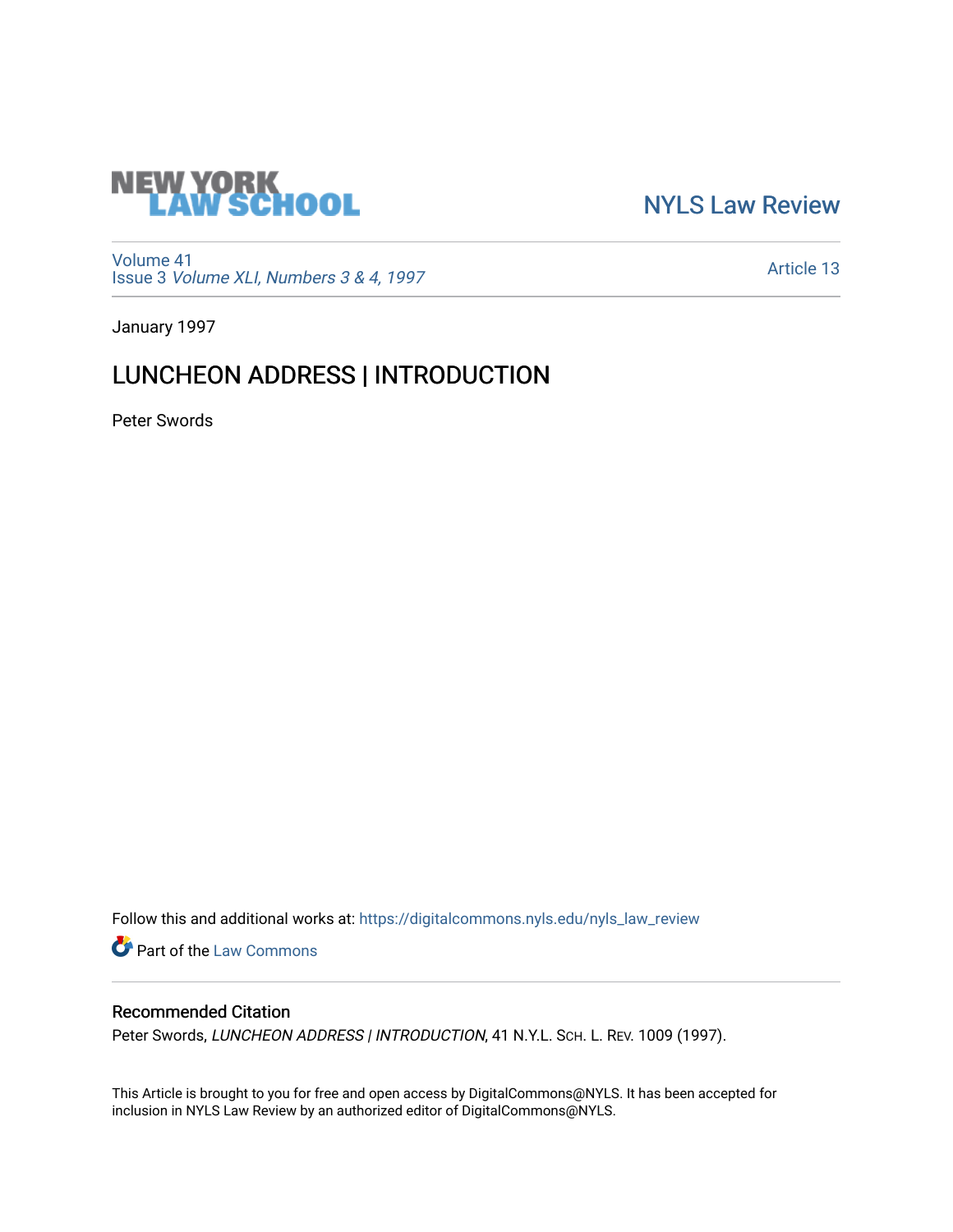NEW YORK LAW SCHOOL

NYLS Law Review

Volume 41
Issue 3 *Volume XLI, Numbers 3 & 4, 1997*

Article 13

January 1997

# LUNCHEON ADDRESS | INTRODUCTION

Peter Swords

Follow this and additional works at: https://digitalcommons.nyls.edu/nyls_law_review

Part of the Law Commons

## Recommended Citation

Peter Swords, *LUNCHEON ADDRESS | INTRODUCTION*, 41 N.Y.L. SCH. L. REV. 1009 (1997).

This Article is brought to you for free and open access by DigitalCommons@NYLS. It has been accepted for inclusion in NYLS Law Review by an authorized editor of DigitalCommons@NYLS.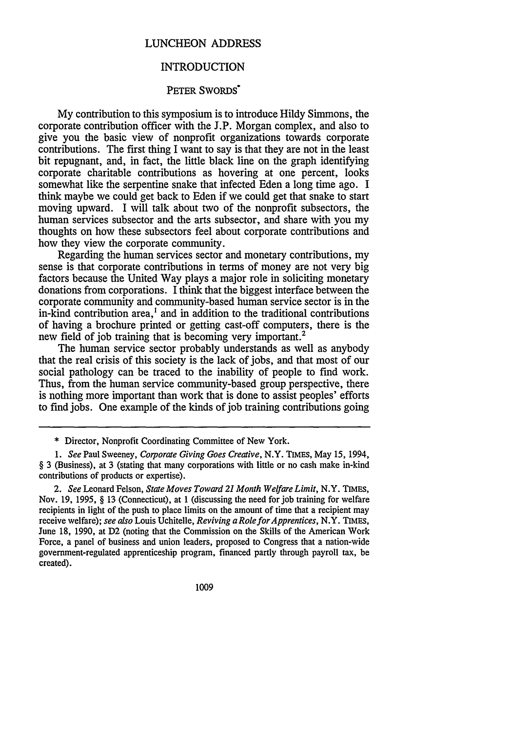# LUNCHEON ADDRESS

## INTRODUCTION

### PETER SWORDS*

My contribution to this symposium is to introduce Hildy Simmons, the corporate contribution officer with the J.P. Morgan complex, and also to give you the basic view of nonprofit organizations towards corporate contributions. The first thing I want to say is that they are not in the least bit repugnant, and, in fact, the little black line on the graph identifying corporate charitable contributions as hovering at one percent, looks somewhat like the serpentine snake that infected Eden a long time ago. I think maybe we could get back to Eden if we could get that snake to start moving upward. I will talk about two of the nonprofit subsectors, the human services subsector and the arts subsector, and share with you my thoughts on how these subsectors feel about corporate contributions and how they view the corporate community.

Regarding the human services sector and monetary contributions, my sense is that corporate contributions in terms of money are not very big factors because the United Way plays a major role in soliciting monetary donations from corporations. I think that the biggest interface between the corporate community and community-based human service sector is in the in-kind contribution area,[1] and in addition to the traditional contributions of having a brochure printed or getting cast-off computers, there is the new field of job training that is becoming very important.[2]

The human service sector probably understands as well as anybody that the real crisis of this society is the lack of jobs, and that most of our social pathology can be traced to the inability of people to find work. Thus, from the human service community-based group perspective, there is nothing more important than work that is done to assist peoples' efforts to find jobs. One example of the kinds of job training contributions going

---

\* Director, Nonprofit Coordinating Committee of New York.

1. *See* Paul Sweeney, *Corporate Giving Goes Creative*, N.Y. TIMES, May 15, 1994, § 3 (Business), at 3 (stating that many corporations with little or no cash make in-kind contributions of products or expertise).

2. *See* Leonard Felson, *State Moves Toward 21 Month Welfare Limit*, N.Y. TIMES, Nov. 19, 1995, § 13 (Connecticut), at 1 (discussing the need for job training for welfare recipients in light of the push to place limits on the amount of time that a recipient may receive welfare); *see also* Louis Uchitelle, *Reviving a Role for Apprentices*, N.Y. TIMES, June 18, 1990, at D2 (noting that the Commission on the Skills of the American Work Force, a panel of business and union leaders, proposed to Congress that a nation-wide government-regulated apprenticeship program, financed partly through payroll tax, be created).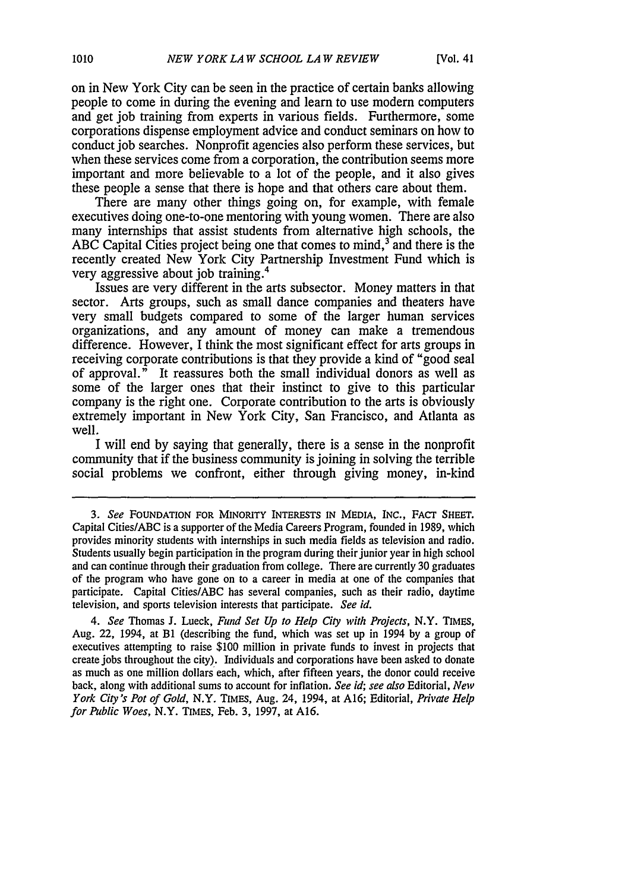on in New York City can be seen in the practice of certain banks allowing people to come in during the evening and learn to use modern computers and get job training from experts in various fields. Furthermore, some corporations dispense employment advice and conduct seminars on how to conduct job searches. Nonprofit agencies also perform these services, but when these services come from a corporation, the contribution seems more important and more believable to a lot of the people, and it also gives these people a sense that there is hope and that others care about them.

There are many other things going on, for example, with female executives doing one-to-one mentoring with young women. There are also many internships that assist students from alternative high schools, the ABC Capital Cities project being one that comes to mind,[3] and there is the recently created New York City Partnership Investment Fund which is very aggressive about job training.[4]

Issues are very different in the arts subsector. Money matters in that sector. Arts groups, such as small dance companies and theaters have very small budgets compared to some of the larger human services organizations, and any amount of money can make a tremendous difference. However, I think the most significant effect for arts groups in receiving corporate contributions is that they provide a kind of "good seal of approval." It reassures both the small individual donors as well as some of the larger ones that their instinct to give to this particular company is the right one. Corporate contribution to the arts is obviously extremely important in New York City, San Francisco, and Atlanta as well.

I will end by saying that generally, there is a sense in the nonprofit community that if the business community is joining in solving the terrible social problems we confront, either through giving money, in-kind

---

3. *See* FOUNDATION FOR MINORITY INTERESTS IN MEDIA, INC., FACT SHEET. Capital Cities/ABC is a supporter of the Media Careers Program, founded in 1989, which provides minority students with internships in such media fields as television and radio. Students usually begin participation in the program during their junior year in high school and can continue through their graduation from college. There are currently 30 graduates of the program who have gone on to a career in media at one of the companies that participate. Capital Cities/ABC has several companies, such as their radio, daytime television, and sports television interests that participate. *See id.*

4. *See* Thomas J. Lueck, *Fund Set Up to Help City with Projects*, N.Y. TIMES, Aug. 22, 1994, at B1 (describing the fund, which was set up in 1994 by a group of executives attempting to raise $100 million in private funds to invest in projects that create jobs throughout the city). Individuals and corporations have been asked to donate as much as one million dollars each, which, after fifteen years, the donor could receive back, along with additional sums to account for inflation. *See id*; *see also* Editorial, *New York City's Pot of Gold*, N.Y. TIMES, Aug. 24, 1994, at A16; Editorial, *Private Help for Public Woes*, N.Y. TIMES, Feb. 3, 1997, at A16.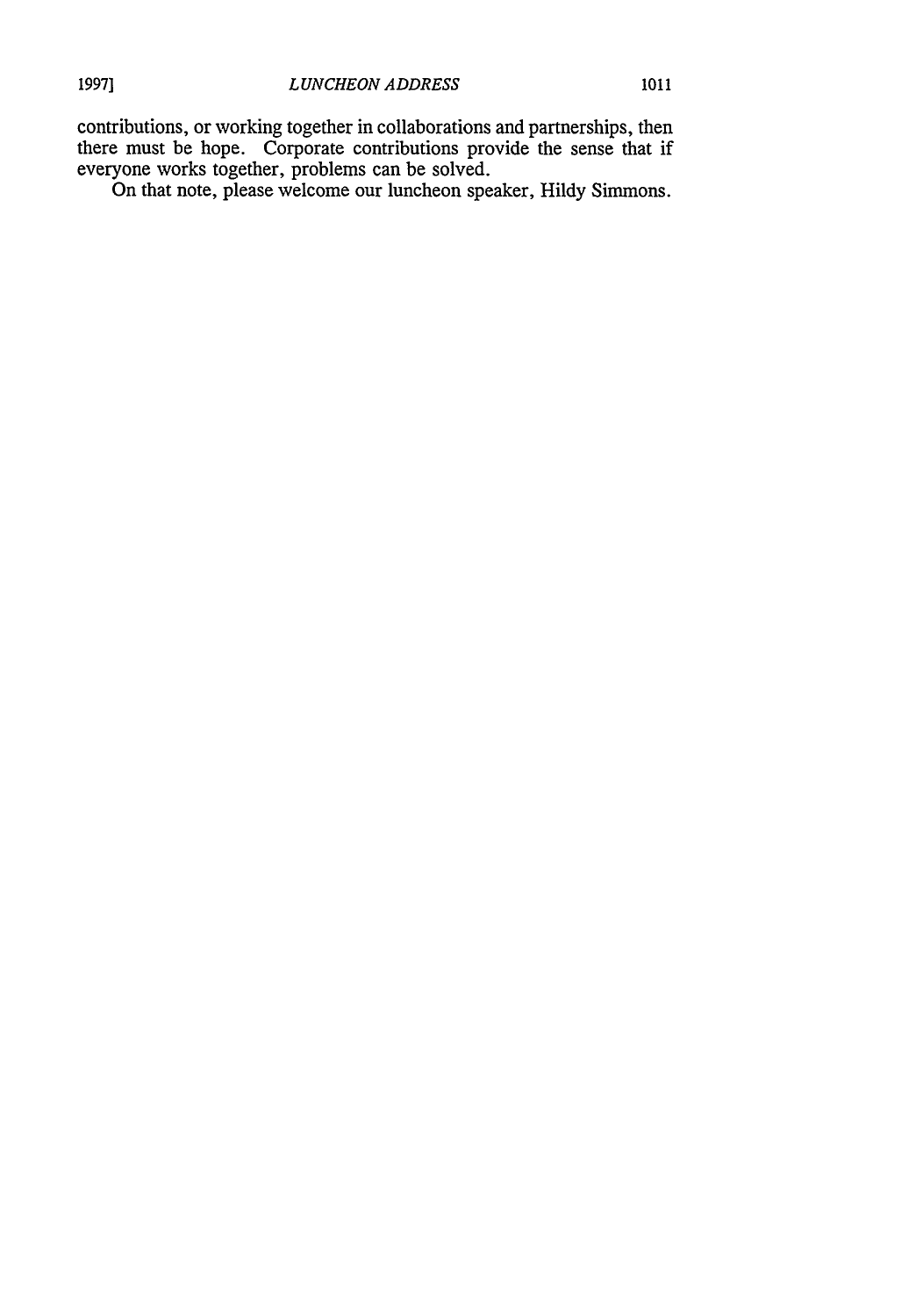contributions, or working together in collaborations and partnerships, then there must be hope. Corporate contributions provide the sense that if everyone works together, problems can be solved.

On that note, please welcome our luncheon speaker, Hildy Simmons.